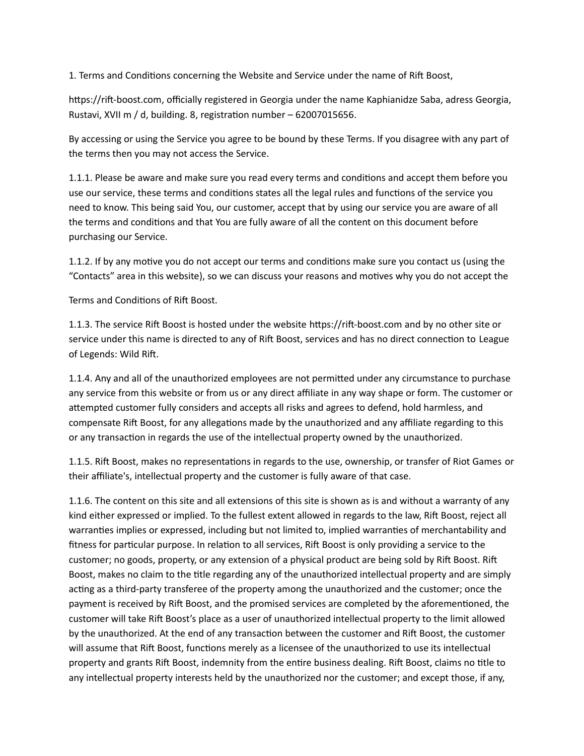1. Terms and Conditions concerning the Website and Service under the name of Rift Boost,

https://rift-boost.com, officially registered in Georgia under the name Kaphianidze Saba, adress Georgia, Rustavi, XVII m / d, building. 8, registration number – 62007015656.

By accessing or using the Service you agree to be bound by these Terms. If you disagree with any part of the terms then you may not access the Service.

1.1.1. Please be aware and make sure you read every terms and conditions and accept them before you use our service, these terms and conditions states all the legal rules and functions of the service you need to know. This being said You, our customer, accept that by using our service you are aware of all the terms and conditions and that You are fully aware of all the content on this document before purchasing our Service.

1.1.2. If by any motive you do not accept our terms and conditions make sure you contact us (using the "Contacts" area in this website), so we can discuss your reasons and motives why you do not accept the

Terms and Conditions of Rift Boost.

1.1.3. The service Rift Boost is hosted under the website https://rift-boost.com and by no other site or service under this name is directed to any of Rift Boost, services and has no direct connection to League of Legends: Wild Rift.

1.1.4. Any and all of the unauthorized employees are not permitted under any circumstance to purchase any service from this website or from us or any direct affiliate in any way shape or form. The customer or attempted customer fully considers and accepts all risks and agrees to defend, hold harmless, and compensate Rift Boost, for any allegations made by the unauthorized and any affiliate regarding to this or any transaction in regards the use of the intellectual property owned by the unauthorized.

1.1.5. Rift Boost, makes no representations in regards to the use, ownership, or transfer of Riot Games or their affiliate's, intellectual property and the customer is fully aware of that case.

1.1.6. The content on this site and all extensions of this site is shown as is and without a warranty of any kind either expressed or implied. To the fullest extent allowed in regards to the law, Rift Boost, reject all warranties implies or expressed, including but not limited to, implied warranties of merchantability and fitness for particular purpose. In relation to all services, Rift Boost is only providing a service to the customer; no goods, property, or any extension of a physical product are being sold by Rift Boost. Rift Boost, makes no claim to the title regarding any of the unauthorized intellectual property and are simply acting as a third-party transferee of the property among the unauthorized and the customer; once the payment is received by Rift Boost, and the promised services are completed by the aforementioned, the customer will take Rift Boost's place as a user of unauthorized intellectual property to the limit allowed by the unauthorized. At the end of any transaction between the customer and Rift Boost, the customer will assume that Rift Boost, functions merely as a licensee of the unauthorized to use its intellectual property and grants Rift Boost, indemnity from the entire business dealing. Rift Boost, claims no title to any intellectual property interests held by the unauthorized nor the customer; and except those, if any,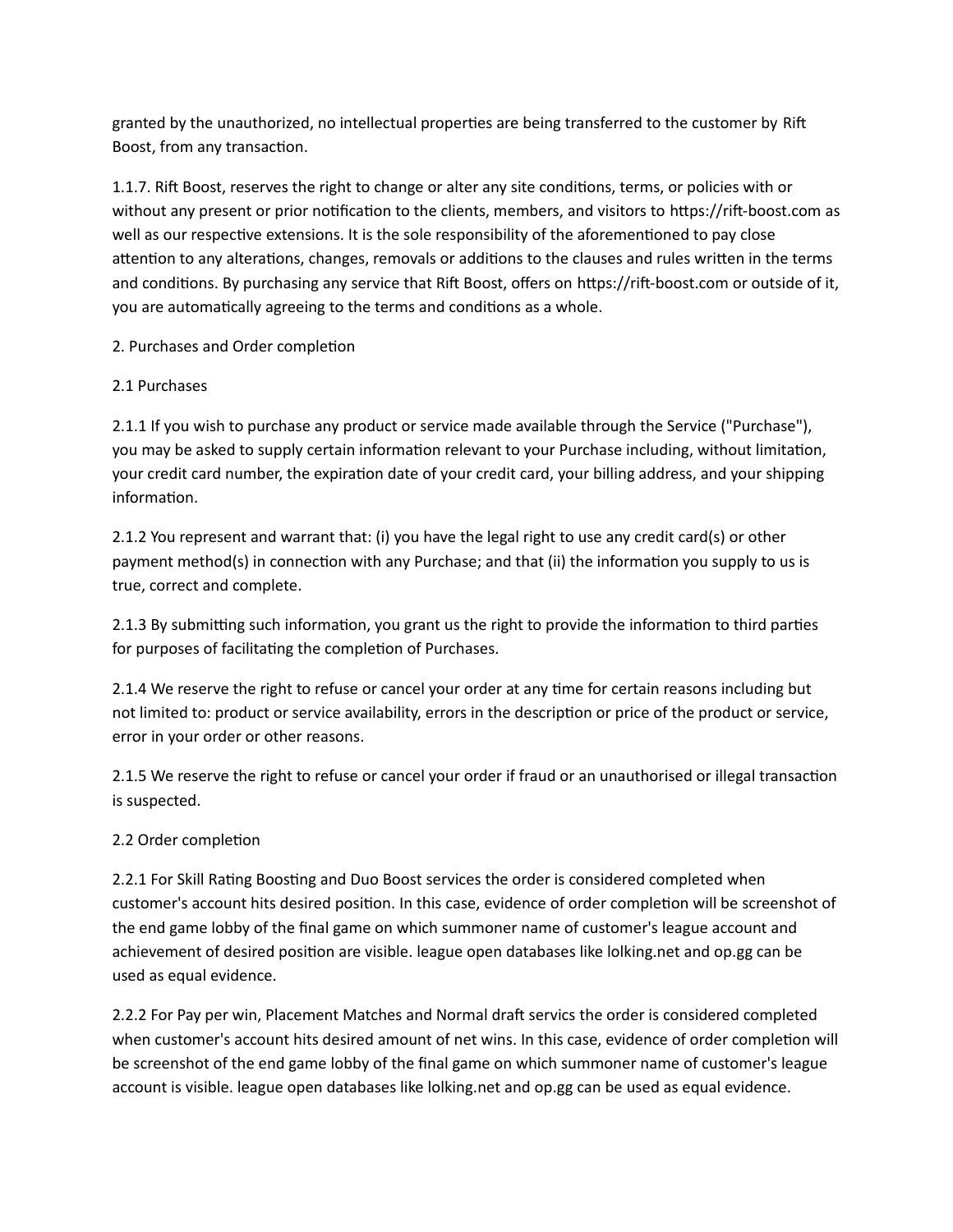granted by the unauthorized, no intellectual properties are being transferred to the customer by Rift Boost, from any transaction.

1.1.7. Rift Boost, reserves the right to change or alter any site conditions, terms, or policies with or without any present or prior notification to the clients, members, and visitors to https://rift-boost.com as well as our respective extensions. It is the sole responsibility of the aforementioned to pay close attention to any alterations, changes, removals or additions to the clauses and rules written in the terms and conditions. By purchasing any service that Rift Boost, offers on https://rift-boost.com or outside of it, you are automatically agreeing to the terms and conditions as a whole.

## 2. Purchases and Order completion

### 2.1 Purchases

2.1.1 If you wish to purchase any product or service made available through the Service ("Purchase"), you may be asked to supply certain information relevant to your Purchase including, without limitation, your credit card number, the expiration date of your credit card, your billing address, and your shipping information.

2.1.2 You represent and warrant that: (i) you have the legal right to use any credit card(s) or other payment method(s) in connection with any Purchase; and that (ii) the information you supply to us is true, correct and complete.

2.1.3 By submitting such information, you grant us the right to provide the information to third parties for purposes of facilitating the completion of Purchases.

2.1.4 We reserve the right to refuse or cancel your order at any time for certain reasons including but not limited to: product or service availability, errors in the description or price of the product or service, error in your order or other reasons.

2.1.5 We reserve the right to refuse or cancel your order if fraud or an unauthorised or illegal transaction is suspected.

### 2.2 Order completion

2.2.1 For Skill Rating Boosting and Duo Boost services the order is considered completed when customer's account hits desired position. In this case, evidence of order completion will be screenshot of the end game lobby of the final game on which summoner name of customer's league account and achievement of desired position are visible. league open databases like lolking.net and op.gg can be used as equal evidence.

2.2.2 For Pay per win, Placement Matches and Normal draft servics the order is considered completed when customer's account hits desired amount of net wins. In this case, evidence of order completion will be screenshot of the end game lobby of the final game on which summoner name of customer's league account is visible. league open databases like lolking.net and op.gg can be used as equal evidence.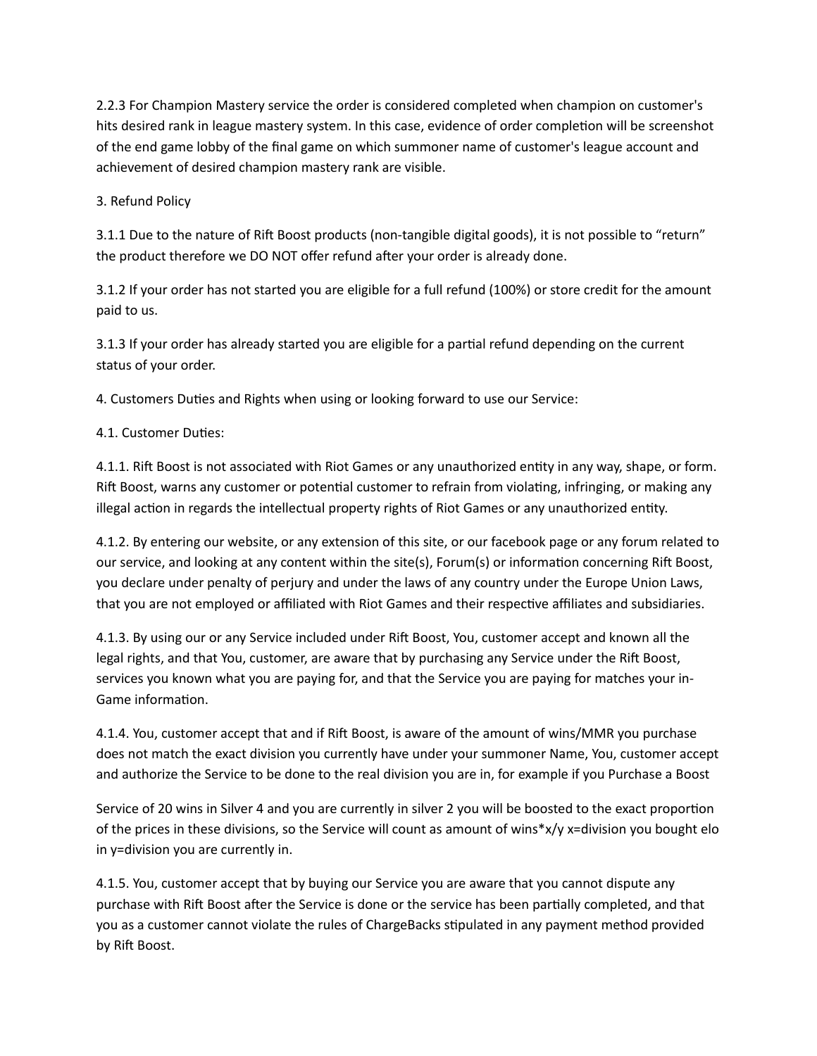2.2.3 For Champion Mastery service the order is considered completed when champion on customer's hits desired rank in league mastery system. In this case, evidence of order completion will be screenshot of the end game lobby of the final game on which summoner name of customer's league account and achievement of desired champion mastery rank are visible.

3. Refund Policy

3.1.1 Due to the nature of Rift Boost products (non-tangible digital goods), it is not possible to "return" the product therefore we DO NOT offer refund after your order is already done.

3.1.2 If your order has not started you are eligible for a full refund (100%) or store credit for the amount paid to us.

3.1.3 If your order has already started you are eligible for a partial refund depending on the current status of your order.

4. Customers Duties and Rights when using or looking forward to use our Service:

4.1. Customer Duties:

4.1.1. Rift Boost is not associated with Riot Games or any unauthorized entity in any way, shape, or form. Rift Boost, warns any customer or potential customer to refrain from violating, infringing, or making any illegal action in regards the intellectual property rights of Riot Games or any unauthorized entity.

4.1.2. By entering our website, or any extension of this site, or our facebook page or any forum related to our service, and looking at any content within the site(s), Forum(s) or information concerning Rift Boost, you declare under penalty of perjury and under the laws of any country under the Europe Union Laws, that you are not employed or affiliated with Riot Games and their respective affiliates and subsidiaries.

4.1.3. By using our or any Service included under Rift Boost, You, customer accept and known all the legal rights, and that You, customer, are aware that by purchasing any Service under the Rift Boost, services you known what you are paying for, and that the Service you are paying for matches your in-Game information.

4.1.4. You, customer accept that and if Rift Boost, is aware of the amount of wins/MMR you purchase does not match the exact division you currently have under your summoner Name, You, customer accept and authorize the Service to be done to the real division you are in, for example if you Purchase a Boost Service of 20 wins in Silver 4 and you are currently in silver 2 you will be boosted to the exact proportion of the prices in these divisions, so the Service will count as amount of wins*x/y x=division you bought elo in y=division you are currently in.

4.1.5. You, customer accept that by buying our Service you are aware that you cannot dispute any purchase with Rift Boost after the Service is done or the service has been partially completed, and that you as a customer cannot violate the rules of ChargeBacks stipulated in any payment method provided by Rift Boost.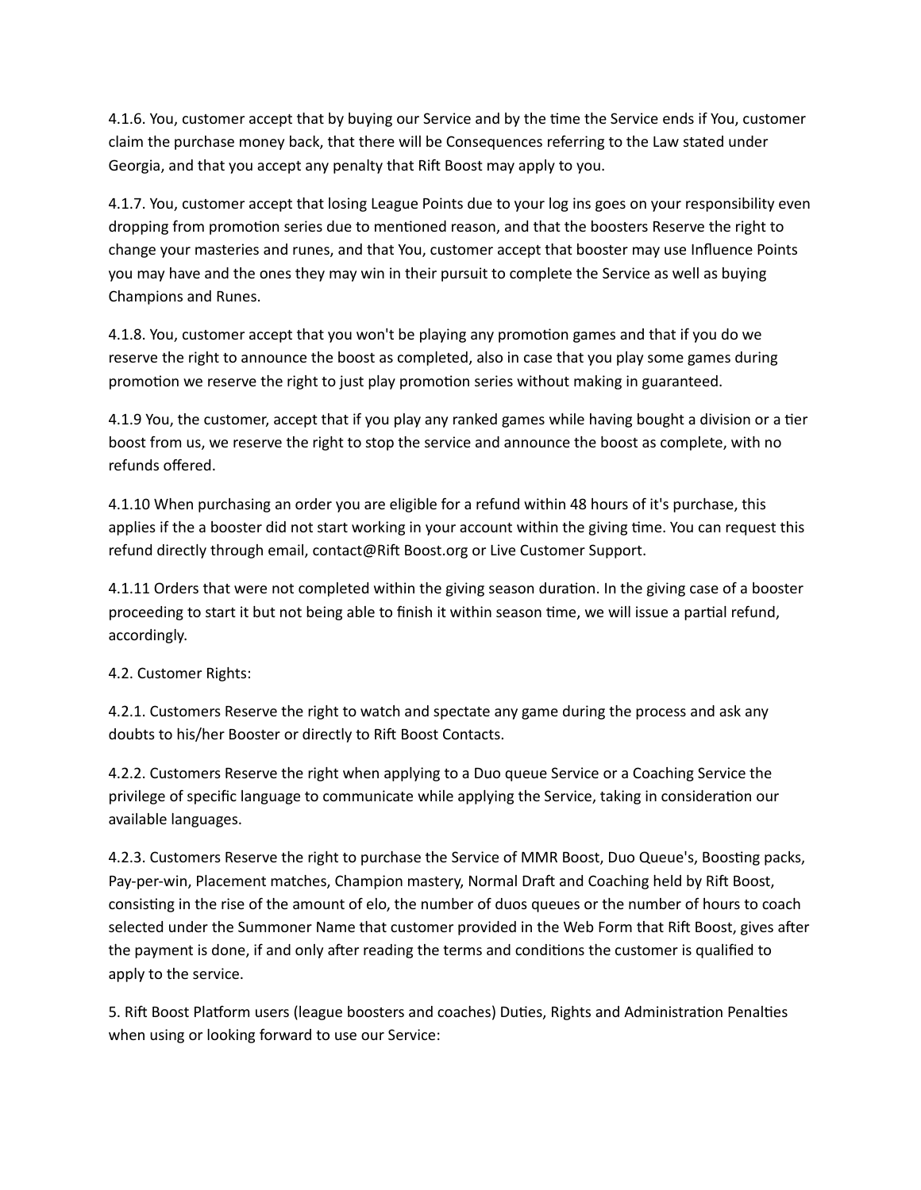4.1.6. You, customer accept that by buying our Service and by the time the Service ends if You, customer claim the purchase money back, that there will be Consequences referring to the Law stated under Georgia, and that you accept any penalty that Rift Boost may apply to you.

4.1.7. You, customer accept that losing League Points due to your log ins goes on your responsibility even dropping from promotion series due to mentioned reason, and that the boosters Reserve the right to change your masteries and runes, and that You, customer accept that booster may use Influence Points you may have and the ones they may win in their pursuit to complete the Service as well as buying Champions and Runes.

4.1.8. You, customer accept that you won't be playing any promotion games and that if you do we reserve the right to announce the boost as completed, also in case that you play some games during promotion we reserve the right to just play promotion series without making in guaranteed.

4.1.9 You, the customer, accept that if you play any ranked games while having bought a division or a tier boost from us, we reserve the right to stop the service and announce the boost as complete, with no refunds offered.

4.1.10 When purchasing an order you are eligible for a refund within 48 hours of it's purchase, this applies if the a booster did not start working in your account within the giving time. You can request this refund directly through email, contact@Rift Boost.org or Live Customer Support.

4.1.11 Orders that were not completed within the giving season duration. In the giving case of a booster proceeding to start it but not being able to finish it within season time, we will issue a partial refund, accordingly.

4.2. Customer Rights:

4.2.1. Customers Reserve the right to watch and spectate any game during the process and ask any doubts to his/her Booster or directly to Rift Boost Contacts.

4.2.2. Customers Reserve the right when applying to a Duo queue Service or a Coaching Service the privilege of specific language to communicate while applying the Service, taking in consideration our available languages.

4.2.3. Customers Reserve the right to purchase the Service of MMR Boost, Duo Queue's, Boosting packs, Pay-per-win, Placement matches, Champion mastery, Normal Draft and Coaching held by Rift Boost, consisting in the rise of the amount of elo, the number of duos queues or the number of hours to coach selected under the Summoner Name that customer provided in the Web Form that Rift Boost, gives after the payment is done, if and only after reading the terms and conditions the customer is qualified to apply to the service.

5. Rift Boost Platform users (league boosters and coaches) Duties, Rights and Administration Penalties when using or looking forward to use our Service: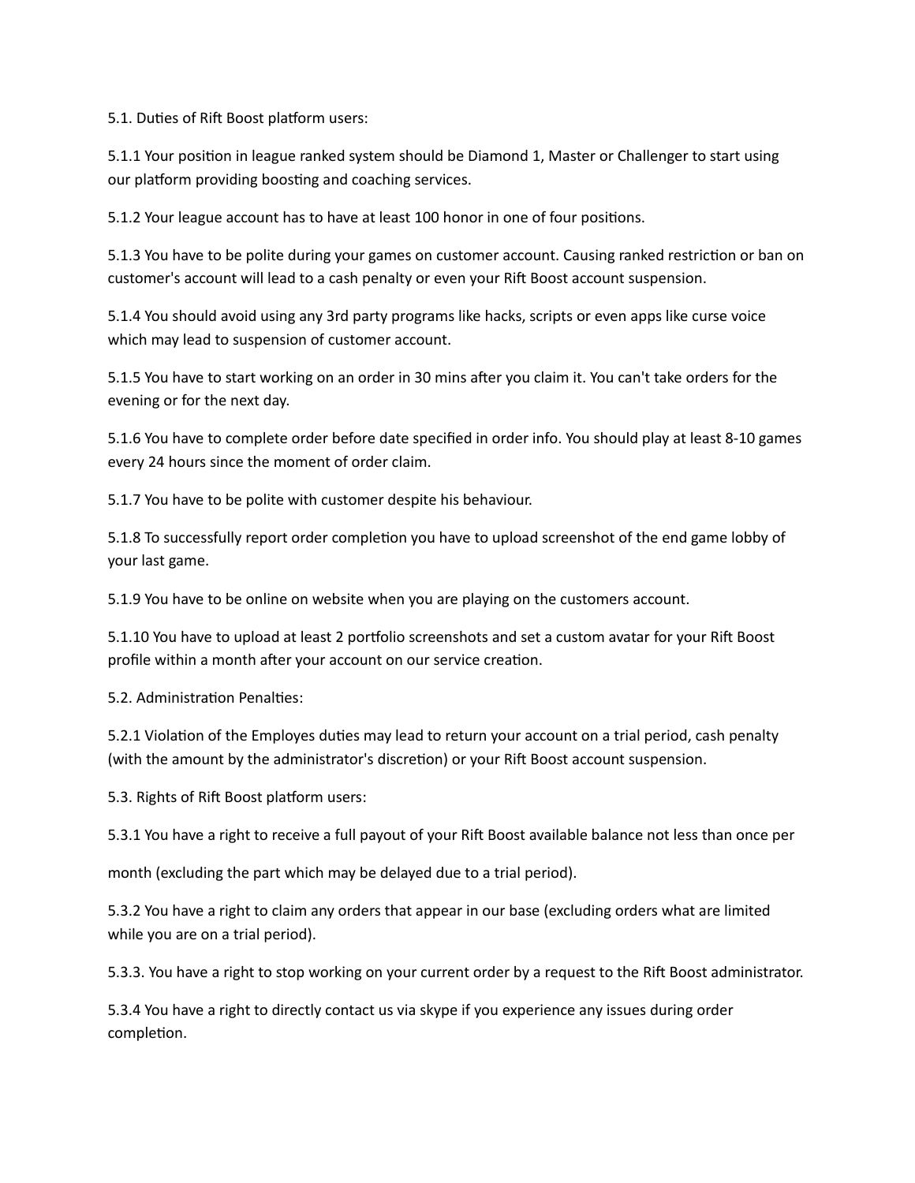5.1. Duties of Rift Boost platform users:

5.1.1 Your position in league ranked system should be Diamond 1, Master or Challenger to start using our platform providing boosting and coaching services.

5.1.2 Your league account has to have at least 100 honor in one of four positions.

5.1.3 You have to be polite during your games on customer account. Causing ranked restriction or ban on customer's account will lead to a cash penalty or even your Rift Boost account suspension.

5.1.4 You should avoid using any 3rd party programs like hacks, scripts or even apps like curse voice which may lead to suspension of customer account.

5.1.5 You have to start working on an order in 30 mins after you claim it. You can't take orders for the evening or for the next day.

5.1.6 You have to complete order before date specified in order info. You should play at least 8-10 games every 24 hours since the moment of order claim.

5.1.7 You have to be polite with customer despite his behaviour.

5.1.8 To successfully report order completion you have to upload screenshot of the end game lobby of your last game.

5.1.9 You have to be online on website when you are playing on the customers account.

5.1.10 You have to upload at least 2 portfolio screenshots and set a custom avatar for your Rift Boost profile within a month after your account on our service creation.

5.2. Administration Penalties:

5.2.1 Violation of the Employes duties may lead to return your account on a trial period, cash penalty (with the amount by the administrator's discretion) or your Rift Boost account suspension.

5.3. Rights of Rift Boost platform users:

5.3.1 You have a right to receive a full payout of your Rift Boost available balance not less than once per

month (excluding the part which may be delayed due to a trial period).

5.3.2 You have a right to claim any orders that appear in our base (excluding orders what are limited while you are on a trial period).

5.3.3. You have a right to stop working on your current order by a request to the Rift Boost administrator.

5.3.4 You have a right to directly contact us via skype if you experience any issues during order completion.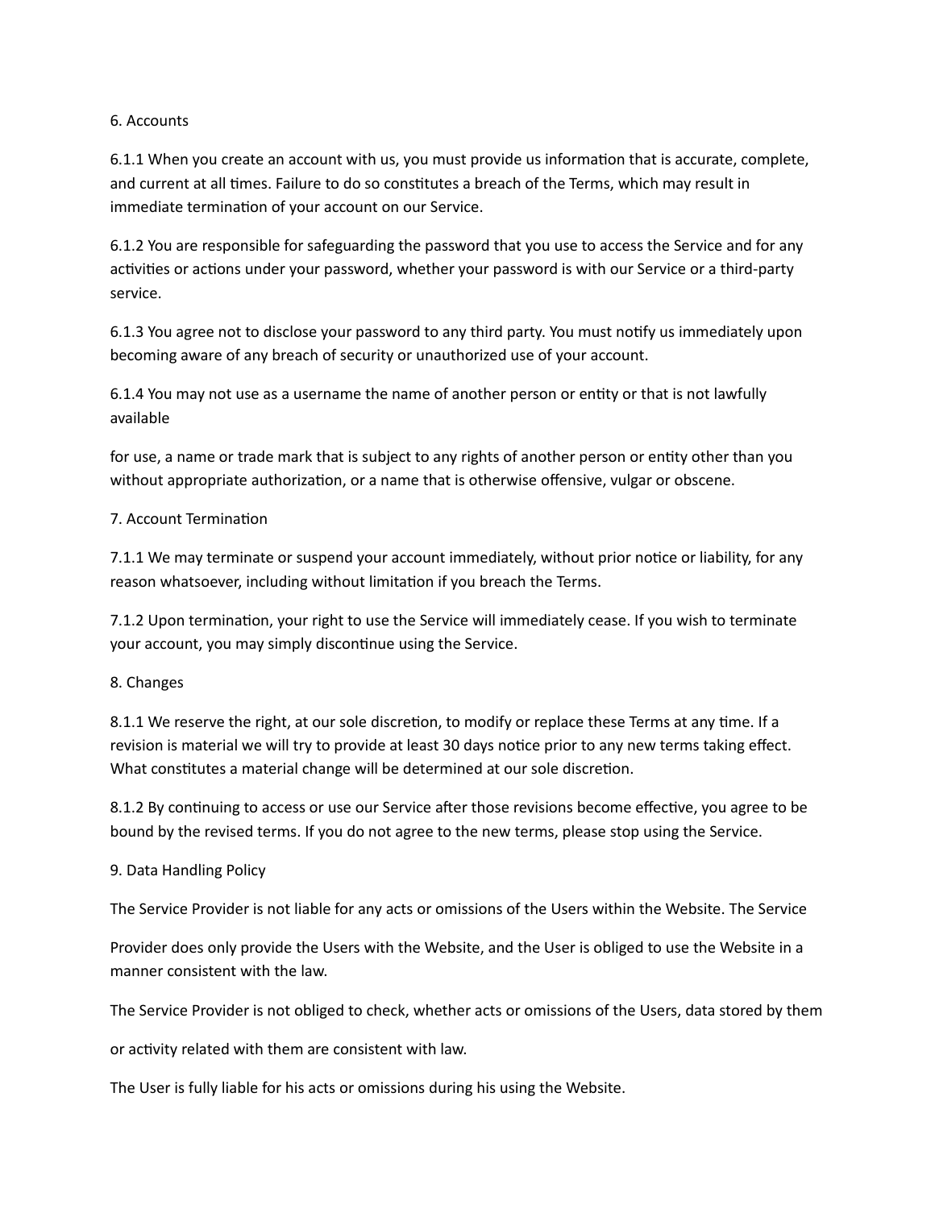## 6. Accounts

6.1.1 When you create an account with us, you must provide us information that is accurate, complete, and current at all times. Failure to do so constitutes a breach of the Terms, which may result in immediate termination of your account on our Service.

6.1.2 You are responsible for safeguarding the password that you use to access the Service and for any activities or actions under your password, whether your password is with our Service or a third-party service.

6.1.3 You agree not to disclose your password to any third party. You must notify us immediately upon becoming aware of any breach of security or unauthorized use of your account.

6.1.4 You may not use as a username the name of another person or entity or that is not lawfully available

for use, a name or trade mark that is subject to any rights of another person or entity other than you without appropriate authorization, or a name that is otherwise offensive, vulgar or obscene.

## 7. Account Termination

7.1.1 We may terminate or suspend your account immediately, without prior notice or liability, for any reason whatsoever, including without limitation if you breach the Terms.

7.1.2 Upon termination, your right to use the Service will immediately cease. If you wish to terminate your account, you may simply discontinue using the Service.

## 8. Changes

8.1.1 We reserve the right, at our sole discretion, to modify or replace these Terms at any time. If a revision is material we will try to provide at least 30 days notice prior to any new terms taking effect. What constitutes a material change will be determined at our sole discretion.

8.1.2 By continuing to access or use our Service after those revisions become effective, you agree to be bound by the revised terms. If you do not agree to the new terms, please stop using the Service.

## 9. Data Handling Policy

The Service Provider is not liable for any acts or omissions of the Users within the Website. The Service

Provider does only provide the Users with the Website, and the User is obliged to use the Website in a manner consistent with the law.

The Service Provider is not obliged to check, whether acts or omissions of the Users, data stored by them

or activity related with them are consistent with law.

The User is fully liable for his acts or omissions during his using the Website.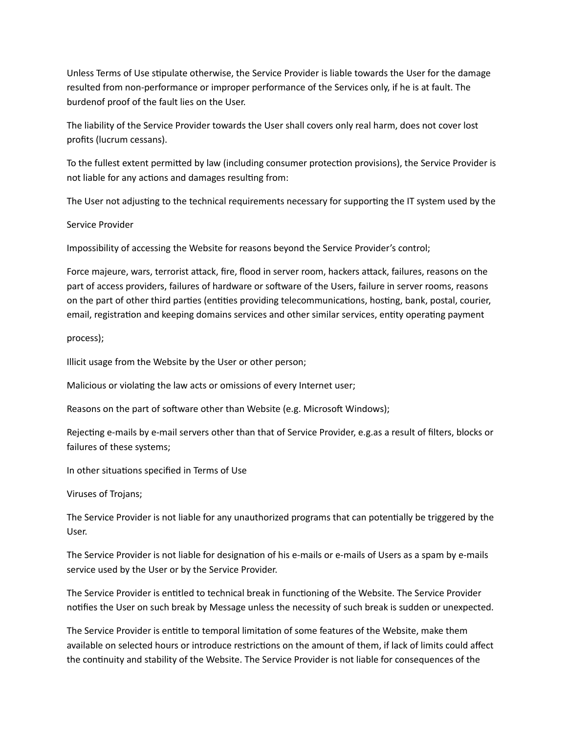Unless Terms of Use stipulate otherwise, the Service Provider is liable towards the User for the damage resulted from non-performance or improper performance of the Services only, if he is at fault. The burdenof proof of the fault lies on the User.

The liability of the Service Provider towards the User shall covers only real harm, does not cover lost profits (lucrum cessans).

To the fullest extent permitted by law (including consumer protection provisions), the Service Provider is not liable for any actions and damages resulting from:

The User not adjusting to the technical requirements necessary for supporting the IT system used by the

Service Provider

Impossibility of accessing the Website for reasons beyond the Service Provider's control;

Force majeure, wars, terrorist attack, fire, flood in server room, hackers attack, failures, reasons on the part of access providers, failures of hardware or software of the Users, failure in server rooms, reasons on the part of other third parties (entities providing telecommunications, hosting, bank, postal, courier, email, registration and keeping domains services and other similar services, entity operating payment

process);

Illicit usage from the Website by the User or other person;

Malicious or violating the law acts or omissions of every Internet user;

Reasons on the part of software other than Website (e.g. Microsoft Windows);

Rejecting e-mails by e-mail servers other than that of Service Provider, e.g.as a result of filters, blocks or failures of these systems;

In other situations specified in Terms of Use

Viruses of Trojans;

The Service Provider is not liable for any unauthorized programs that can potentially be triggered by the User.

The Service Provider is not liable for designation of his e-mails or e-mails of Users as a spam by e-mails service used by the User or by the Service Provider.

The Service Provider is entitled to technical break in functioning of the Website. The Service Provider notifies the User on such break by Message unless the necessity of such break is sudden or unexpected.

The Service Provider is entitle to temporal limitation of some features of the Website, make them available on selected hours or introduce restrictions on the amount of them, if lack of limits could affect the continuity and stability of the Website. The Service Provider is not liable for consequences of the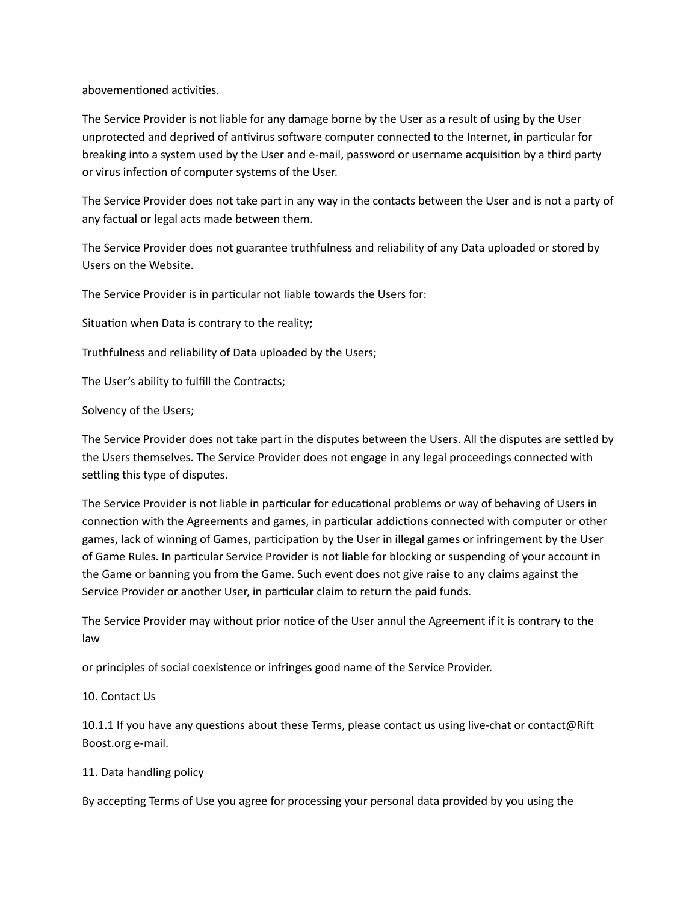abovementioned activities.

The Service Provider is not liable for any damage borne by the User as a result of using by the User unprotected and deprived of antivirus software computer connected to the Internet, in particular for breaking into a system used by the User and e-mail, password or username acquisition by a third party or virus infection of computer systems of the User.

The Service Provider does not take part in any way in the contacts between the User and is not a party of any factual or legal acts made between them.

The Service Provider does not guarantee truthfulness and reliability of any Data uploaded or stored by Users on the Website.

The Service Provider is in particular not liable towards the Users for:

Situation when Data is contrary to the reality;

Truthfulness and reliability of Data uploaded by the Users;

The User's ability to fulfill the Contracts;

Solvency of the Users;

The Service Provider does not take part in the disputes between the Users. All the disputes are settled by the Users themselves. The Service Provider does not engage in any legal proceedings connected with settling this type of disputes.

The Service Provider is not liable in particular for educational problems or way of behaving of Users in connection with the Agreements and games, in particular addictions connected with computer or other games, lack of winning of Games, participation by the User in illegal games or infringement by the User of Game Rules. In particular Service Provider is not liable for blocking or suspending of your account in the Game or banning you from the Game. Such event does not give raise to any claims against the Service Provider or another User, in particular claim to return the paid funds.

The Service Provider may without prior notice of the User annul the Agreement if it is contrary to the law

or principles of social coexistence or infringes good name of the Service Provider.

10. Contact Us

10.1.1 If you have any questions about these Terms, please contact us using live-chat or contact@Rift Boost.org e-mail.

11. Data handling policy

By accepting Terms of Use you agree for processing your personal data provided by you using the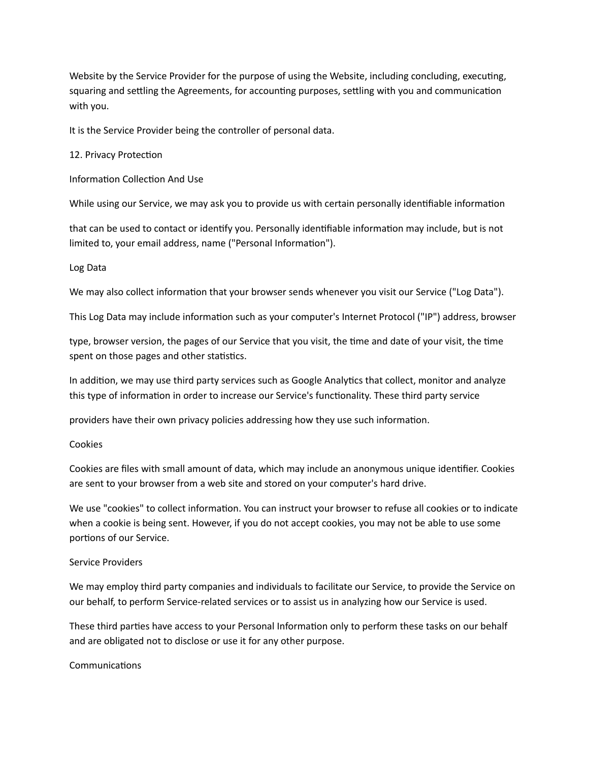Website by the Service Provider for the purpose of using the Website, including concluding, executing, squaring and settling the Agreements, for accounting purposes, settling with you and communication with you.

It is the Service Provider being the controller of personal data.

## 12. Privacy Protection

### Information Collection And Use

While using our Service, we may ask you to provide us with certain personally identifiable information that can be used to contact or identify you. Personally identifiable information may include, but is not limited to, your email address, name ("Personal Information").

### Log Data

We may also collect information that your browser sends whenever you visit our Service ("Log Data").

This Log Data may include information such as your computer's Internet Protocol ("IP") address, browser type, browser version, the pages of our Service that you visit, the time and date of your visit, the time spent on those pages and other statistics.

In addition, we may use third party services such as Google Analytics that collect, monitor and analyze this type of information in order to increase our Service's functionality. These third party service providers have their own privacy policies addressing how they use such information.

### Cookies

Cookies are files with small amount of data, which may include an anonymous unique identifier. Cookies are sent to your browser from a web site and stored on your computer's hard drive.

We use "cookies" to collect information. You can instruct your browser to refuse all cookies or to indicate when a cookie is being sent. However, if you do not accept cookies, you may not be able to use some portions of our Service.

### Service Providers

We may employ third party companies and individuals to facilitate our Service, to provide the Service on our behalf, to perform Service-related services or to assist us in analyzing how our Service is used.

These third parties have access to your Personal Information only to perform these tasks on our behalf and are obligated not to disclose or use it for any other purpose.

### Communications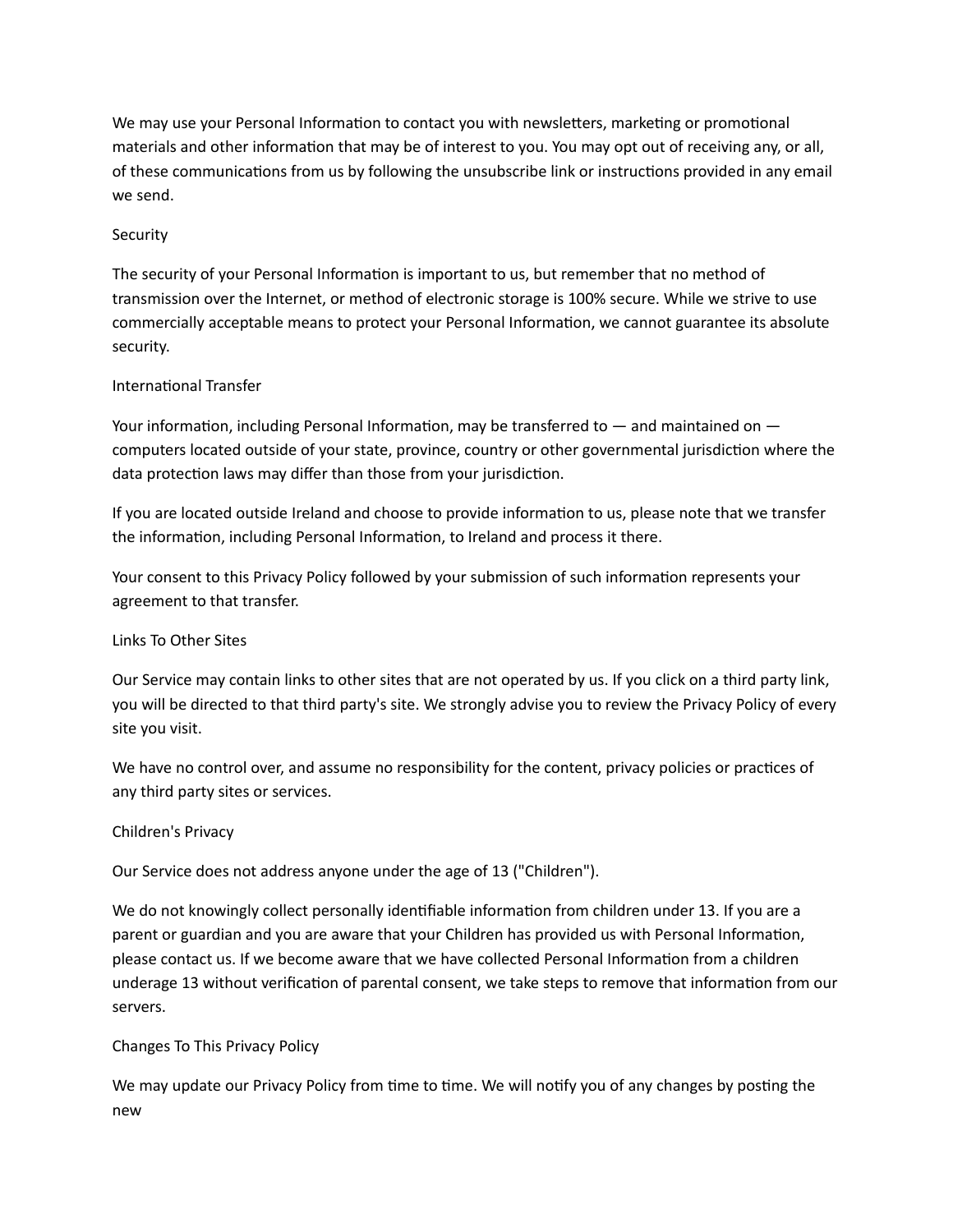We may use your Personal Information to contact you with newsletters, marketing or promotional materials and other information that may be of interest to you. You may opt out of receiving any, or all, of these communications from us by following the unsubscribe link or instructions provided in any email we send.

## Security

The security of your Personal Information is important to us, but remember that no method of transmission over the Internet, or method of electronic storage is 100% secure. While we strive to use commercially acceptable means to protect your Personal Information, we cannot guarantee its absolute security.

## International Transfer

Your information, including Personal Information, may be transferred to — and maintained on — computers located outside of your state, province, country or other governmental jurisdiction where the data protection laws may differ than those from your jurisdiction.

If you are located outside Ireland and choose to provide information to us, please note that we transfer the information, including Personal Information, to Ireland and process it there.

Your consent to this Privacy Policy followed by your submission of such information represents your agreement to that transfer.

## Links To Other Sites

Our Service may contain links to other sites that are not operated by us. If you click on a third party link, you will be directed to that third party's site. We strongly advise you to review the Privacy Policy of every site you visit.

We have no control over, and assume no responsibility for the content, privacy policies or practices of any third party sites or services.

## Children's Privacy

Our Service does not address anyone under the age of 13 ("Children").

We do not knowingly collect personally identifiable information from children under 13. If you are a parent or guardian and you are aware that your Children has provided us with Personal Information, please contact us. If we become aware that we have collected Personal Information from a children underage 13 without verification of parental consent, we take steps to remove that information from our servers.

## Changes To This Privacy Policy

We may update our Privacy Policy from time to time. We will notify you of any changes by posting the new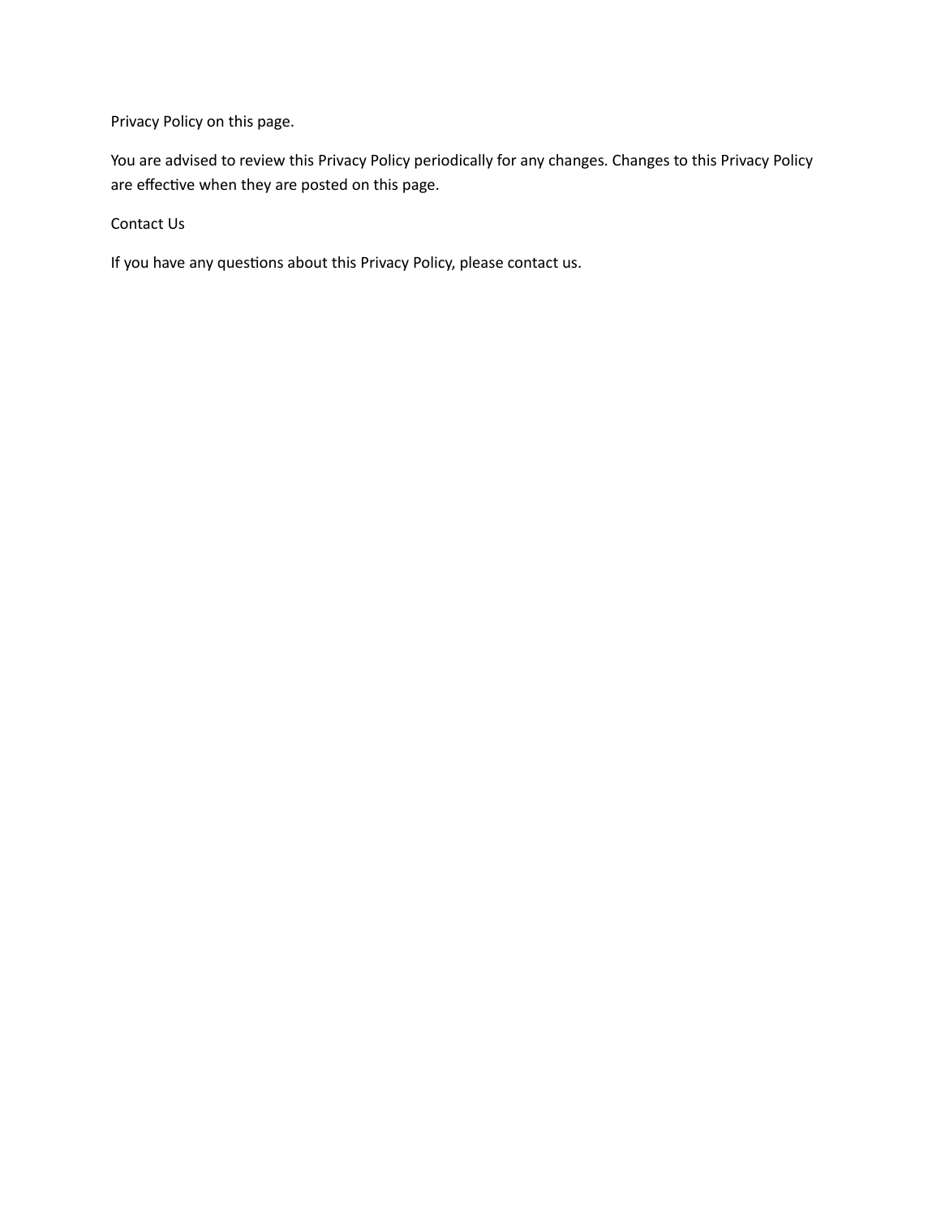Privacy Policy on this page.

You are advised to review this Privacy Policy periodically for any changes. Changes to this Privacy Policy are effective when they are posted on this page.

## Contact Us

If you have any questions about this Privacy Policy, please contact us.